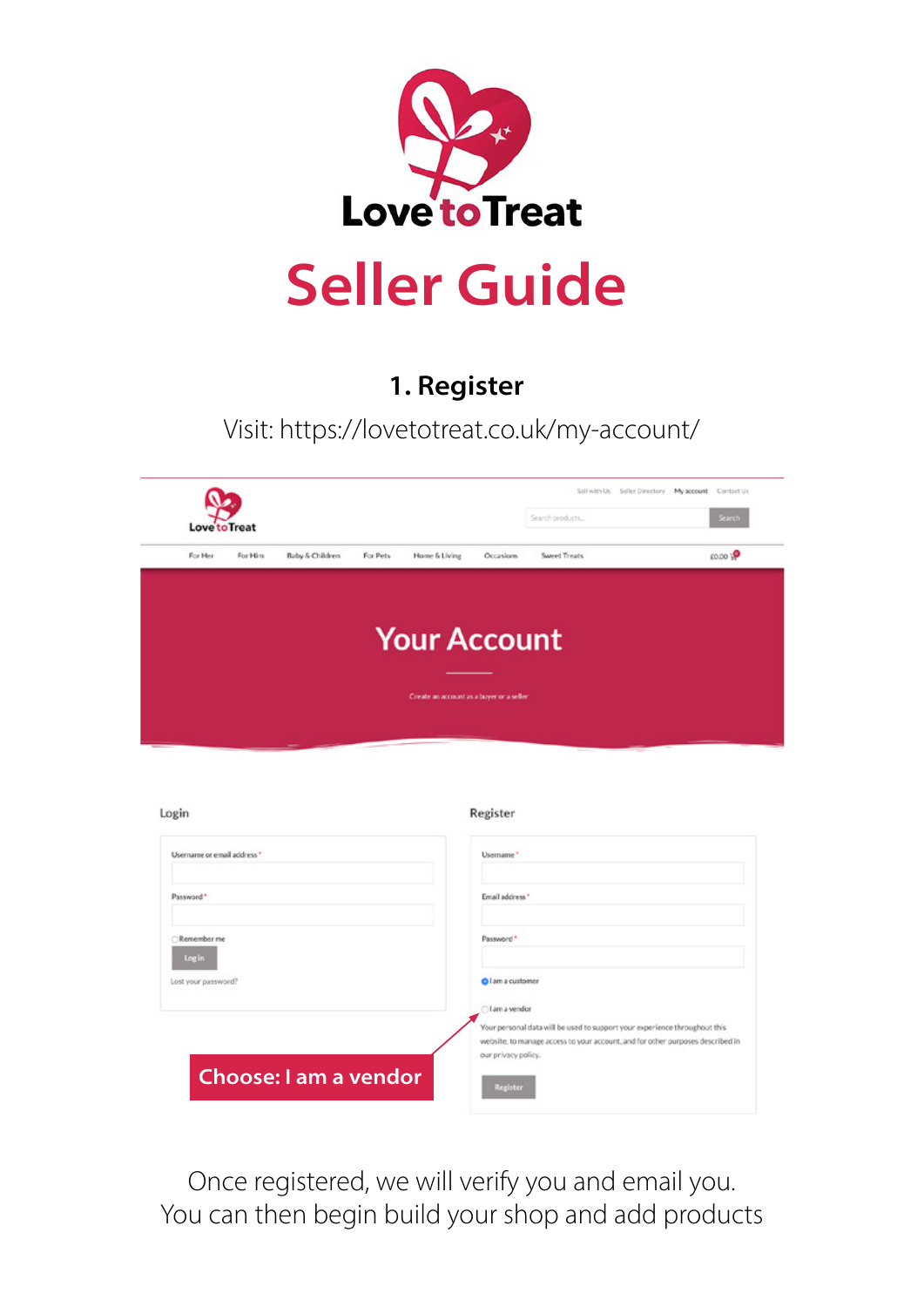# Love to Treat

# Seller Guide

## 1. Register

Visit: https://lovetotreat.co.uk/my-account/

Choose: I am a vendor

Once registered, we will verify you and email you.
You can then begin build your shop and add products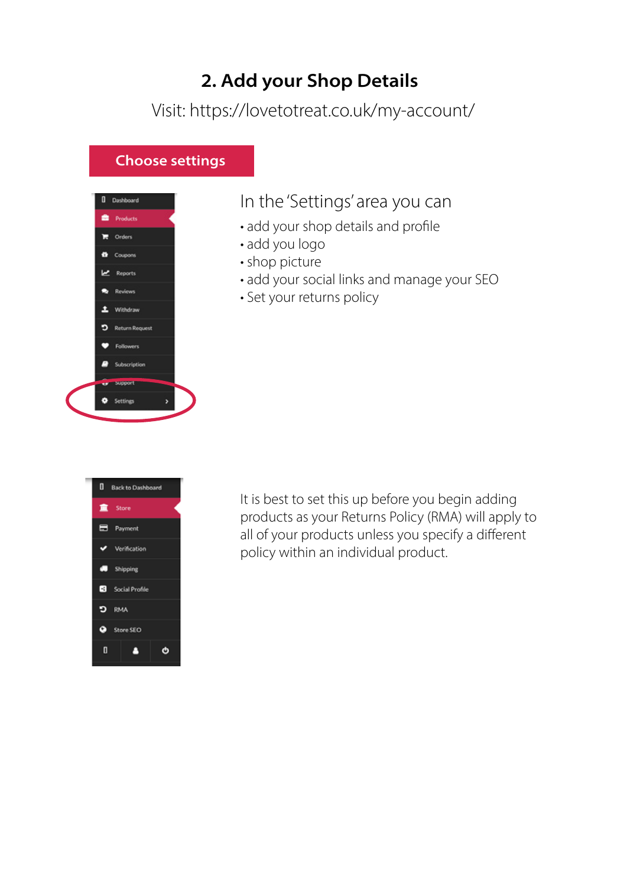## 2. Add your Shop Details

Visit: https://lovetotreat.co.uk/my-account/

**Choose settings**

Dashboard
Products
Orders
Coupons
Reports
Reviews
Withdraw
Return Request
Followers
Subscription
Support
Settings

In the 'Settings' area you can

- add your shop details and profile
- add you logo
- shop picture
- add your social links and manage your SEO
- Set your returns policy

Back to Dashboard
Store
Payment
Verification
Shipping
Social Profile
RMA
Store SEO

It is best to set this up before you begin adding products as your Returns Policy (RMA) will apply to all of your products unless you specify a different policy within an individual product.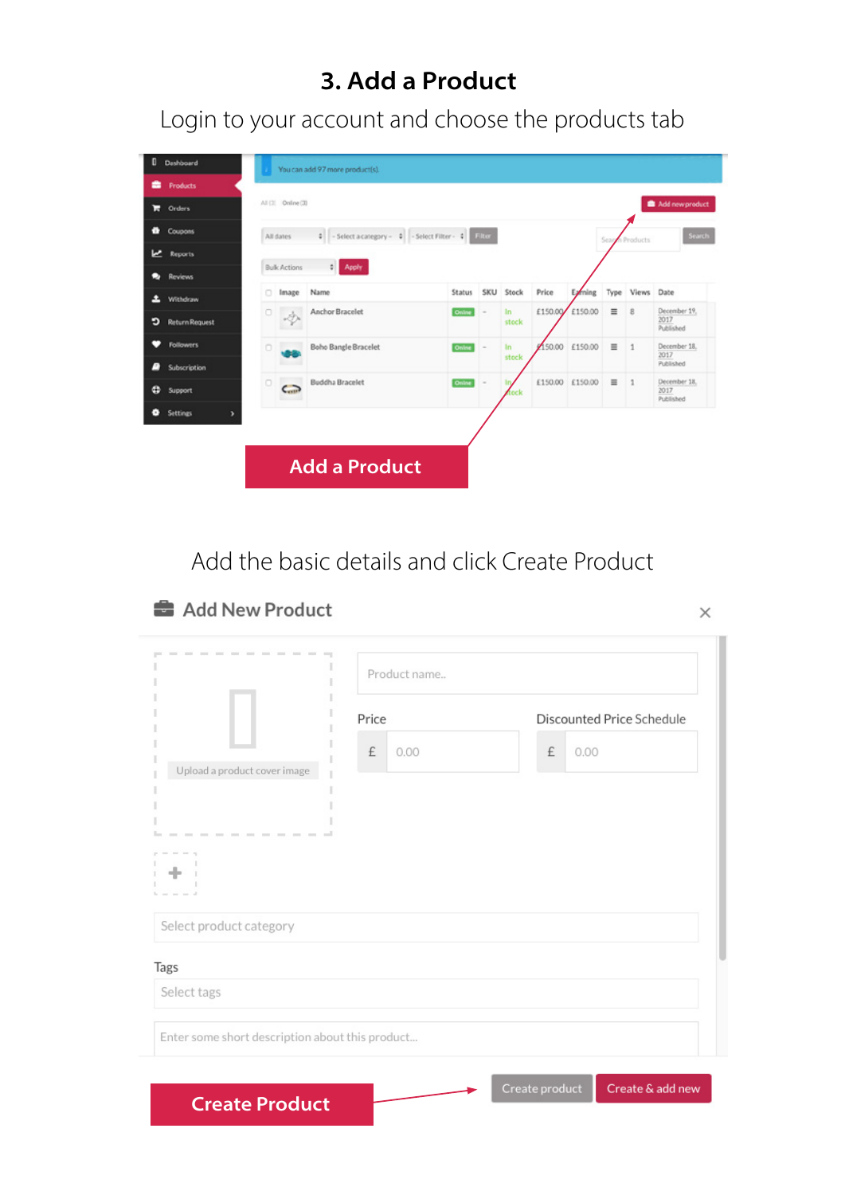# 3. Add a Product

Login to your account and choose the products tab

| | Image | Name | Status | SKU | Stock | Price | Earning | Type | Views | Date |
|---|---|---|---|---|---|---|---|---|---|---|
| | | Anchor Bracelet | Online | - | In stock | £150.00 | £150.00 | | 8 | December 19, 2017 Published |
| | | Boho Bangle Bracelet | Online | - | In stock | £150.00 | £150.00 | | 1 | December 18, 2017 Published |
| | | Buddha Bracelet | Online | - | In stock | £150.00 | £150.00 | | 1 | December 18, 2017 Published |

**Add a Product**

Add the basic details and click Create Product

## Add New Product

Product name..

Price: £ 0.00

Discounted Price Schedule: £ 0.00

Upload a product cover image

Select product category

Tags

Select tags

Enter some short description about this product...

Create product | Create & add new

**Create Product**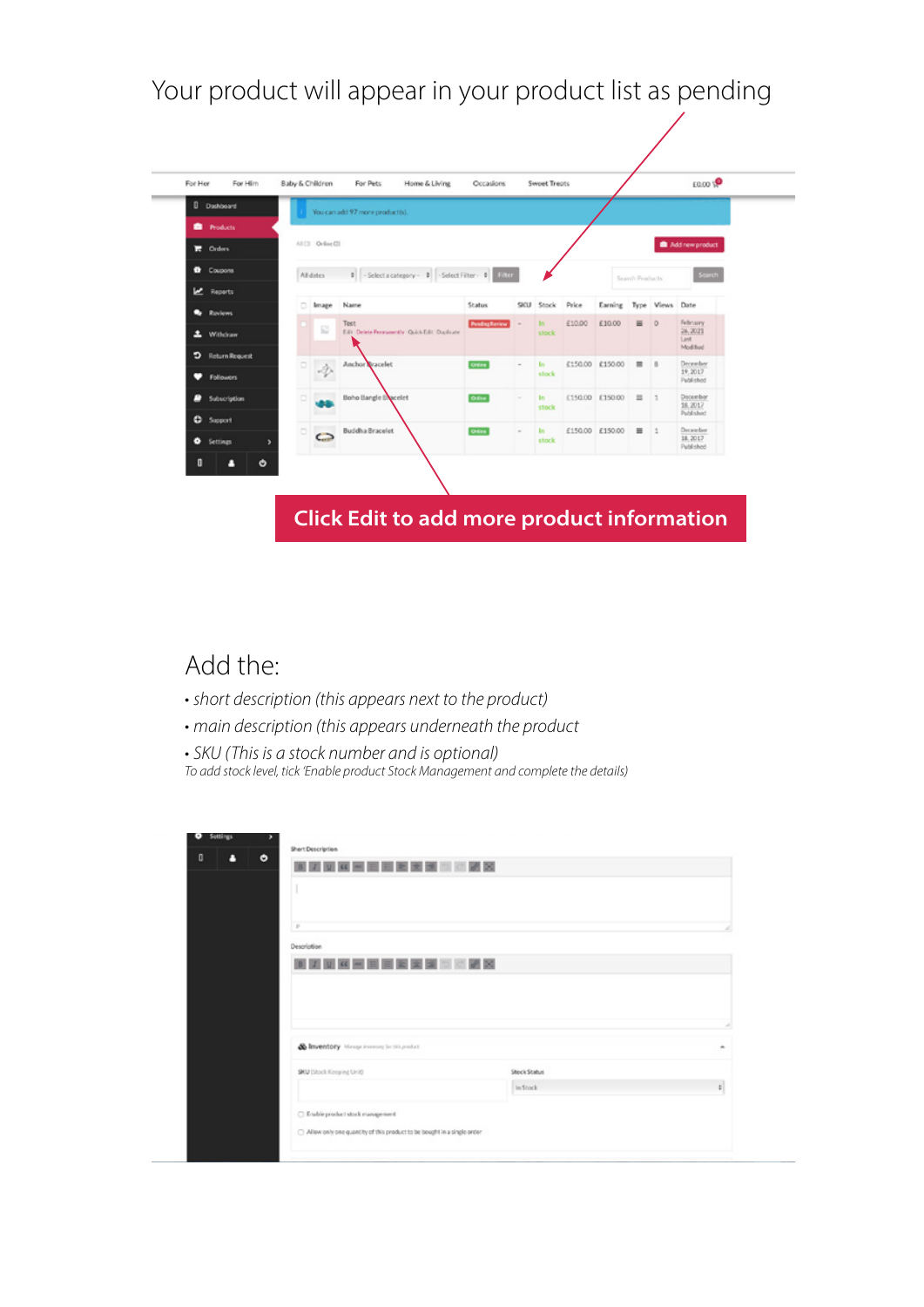Your product will appear in your product list as pending

**Click Edit to add more product information**

## Add the:

- *short description (this appears next to the product)*
- *main description (this appears underneath the product*
- *SKU (This is a stock number and is optional)*

*To add stock level, tick 'Enable product Stock Management and complete the details)*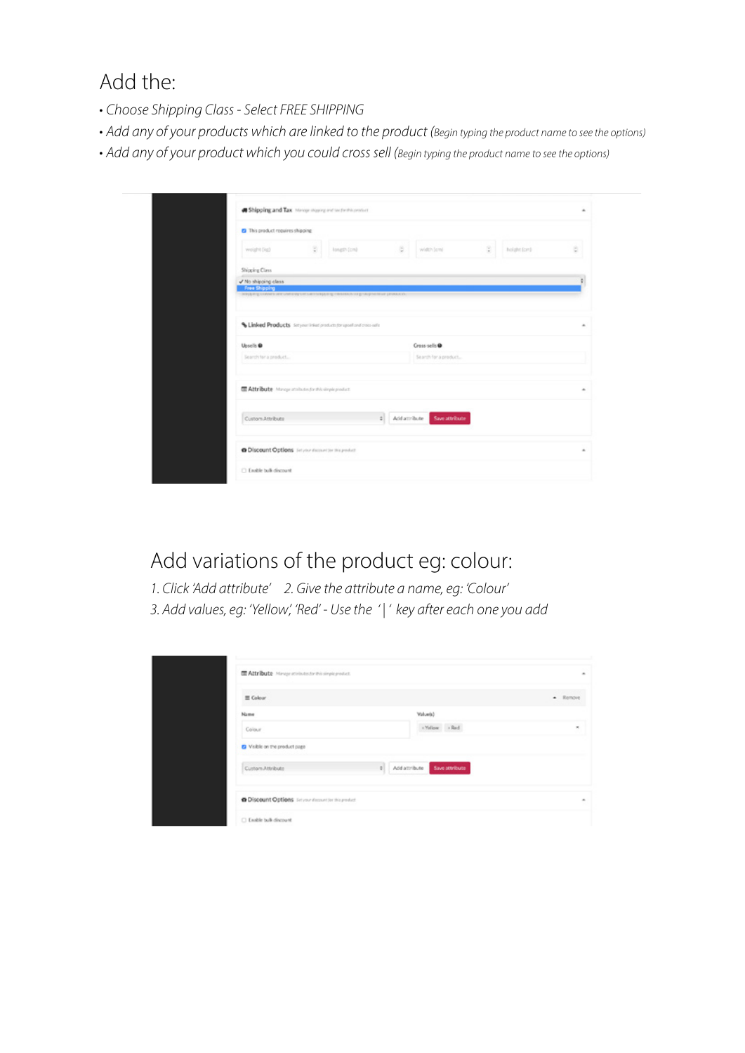# Add the:

- *Choose Shipping Class - Select FREE SHIPPING*
- *Add any of your products which are linked to the product (Begin typing the product name to see the options)*
- *Add any of your product which you could cross sell (Begin typing the product name to see the options)*

# Add variations of the product eg: colour:

*1. Click 'Add attribute'   2. Give the attribute a name, eg: 'Colour'*

*3. Add values, eg: 'Yellow', 'Red' - Use the ' | ' key after each one you add*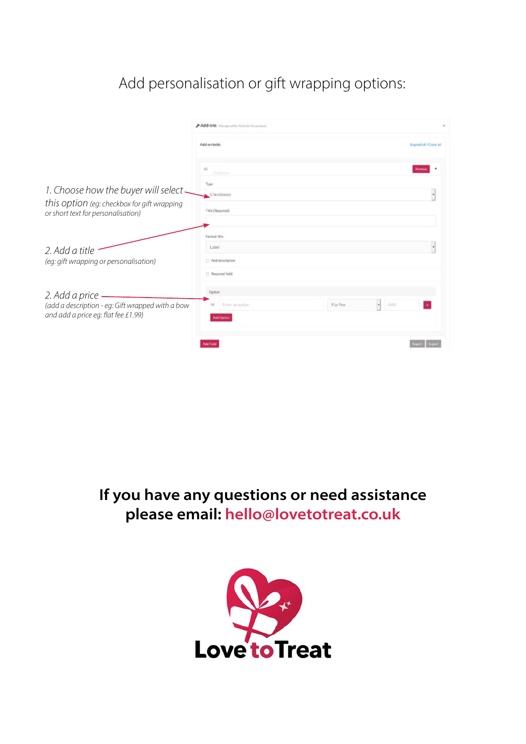# Add personalisation or gift wrapping options:

*1. Choose how the buyer will select this option (eg: checkbox for gift wrapping or short text for personalisation)*

*2. Add a title (eg: gift wrapping or personalisation)*

*2. Add a price (add a description - eg: Gift wrapped with a bow and add a price eg: flat fee £1.99)*

Add-ons

Add-on fields

Expand all / Close all

Checkboxes

Remove

Type

Checkboxes

Title (Required)

Format title

Label

Add description

Required field

Option

Enter an option

Flat Fee

0.00

Add Option

Add Field

Import

Export

**If you have any questions or need assistance please email: hello@lovetotreat.co.uk**

Love to Treat